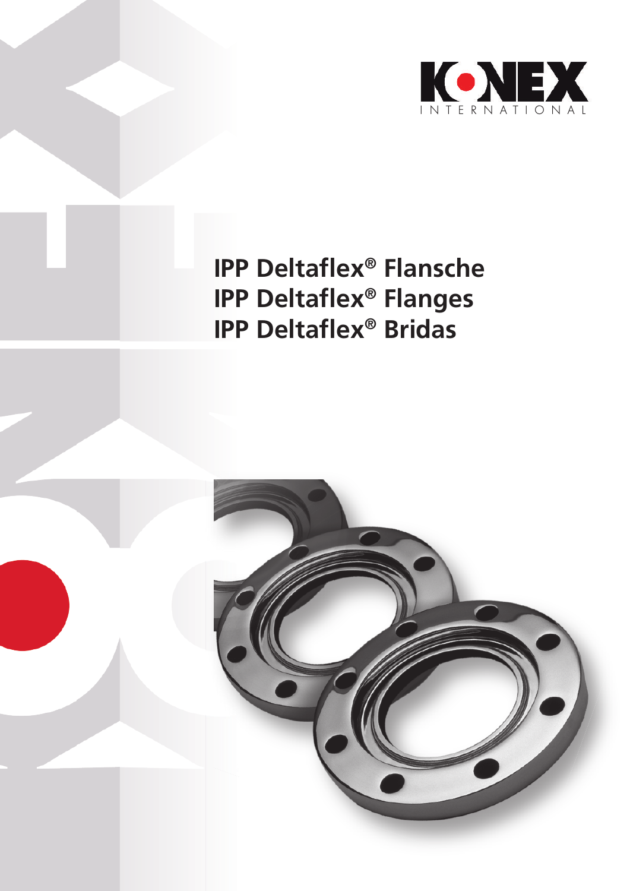KONEX INTERNATIONAL

# IPP Deltaflex® Flansche
# IPP Deltaflex® Flanges
# IPP Deltaflex® Bridas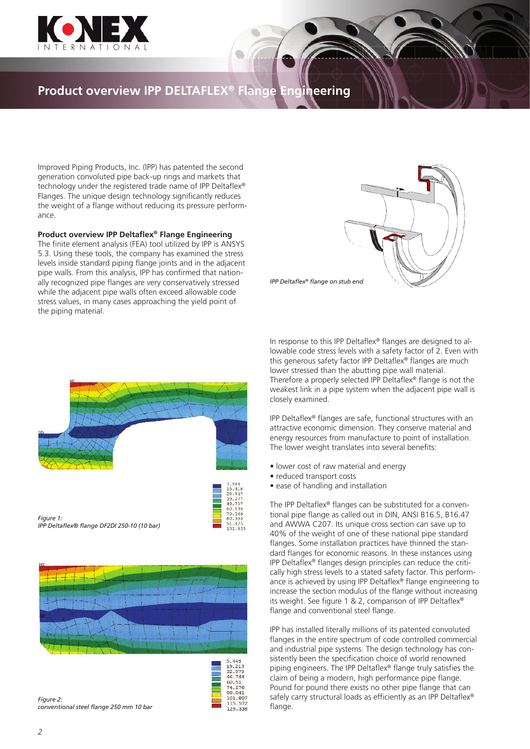## Product overview IPP DELTAFLEX® Flange Engineering

Improved Piping Products, Inc. (IPP) has patented the second generation convoluted pipe back-up rings and markets that technology under the registered trade name of IPP Deltaflex® Flanges. The unique design technology significantly reduces the weight of a flange without reducing its pressure performance.

**Product overview IPP Deltaflex® Flange Engineering**

The finite element analysis (FEA) tool utilized by IPP is ANSYS 5.3. Using these tools, the company has examined the stress levels inside standard piping flange joints and in the adjacent pipe walls. From this analysis, IPP has confirmed that nationally recognized pipe flanges are very conservatively stressed while the adjacent pipe walls often exceed allowable code stress values, in many cases approaching the yield point of the piping material.

*IPP Deltaflex® flange on stub end*

| 7.988 |
|---|
| 18.418 |
| 28.847 |
| 39.277 |
| 49.707 |
| 60.136 |
| 70.566 |
| 80.995 |
| 91.425 |
| 101.855 |

*Figure 1:*
*IPP Deltaflex® flange DF2DI 250-10 (10 bar)*

| 5.448 |
|---|
| 19.213 |
| 32.979 |
| 46.744 |
| 60.51 |
| 74.276 |
| 88.041 |
| 101.807 |
| 115.572 |
| 129.338 |

*Figure 2:*
*conventional steel flange 250 mm 10 bar*

In response to this IPP Deltaflex® flanges are designed to allowable code stress levels with a safety factor of 2. Even with this generous safety factor IPP Deltaflex® flanges are much lower stressed than the abutting pipe wall material. Therefore a properly selected IPP Deltaflex® flange is not the weakest link in a pipe system when the adjacent pipe wall is closely examined.

IPP Deltaflex® flanges are safe, functional structures with an attractive economic dimension. They conserve material and energy resources from manufacture to point of installation. The lower weight translates into several benefits:

- lower cost of raw material and energy
- reduced transport costs
- ease of handling and installation

The IPP Deltaflex® flanges can be substituted for a conventional pipe flange as called out in DIN, ANSI B16.5, B16.47 and AWWA C207. Its unique cross section can save up to 40% of the weight of one of these national pipe standard flanges. Some installation practices have thinned the standard flanges for economic reasons. In these instances using IPP Deltaflex® flanges design principles can reduce the critically high stress levels to a stated safety factor. This performance is achieved by using IPP Deltaflex® flange engineering to increase the section modulus of the flange without increasing its weight. See figure 1 & 2, comparison of IPP Deltaflex® flange and conventional steel flange.

IPP has installed literally millions of its patented convoluted flanges in the entire spectrum of code controlled commercial and industrial pipe systems. The design technology has consistently been the specification choice of world renowned piping engineers. The IPP Deltaflex® flange truly satisfies the claim of being a modern, high performance pipe flange. Pound for pound there exists no other pipe flange that can safely carry structural loads as efficiently as an IPP Deltaflex® flange.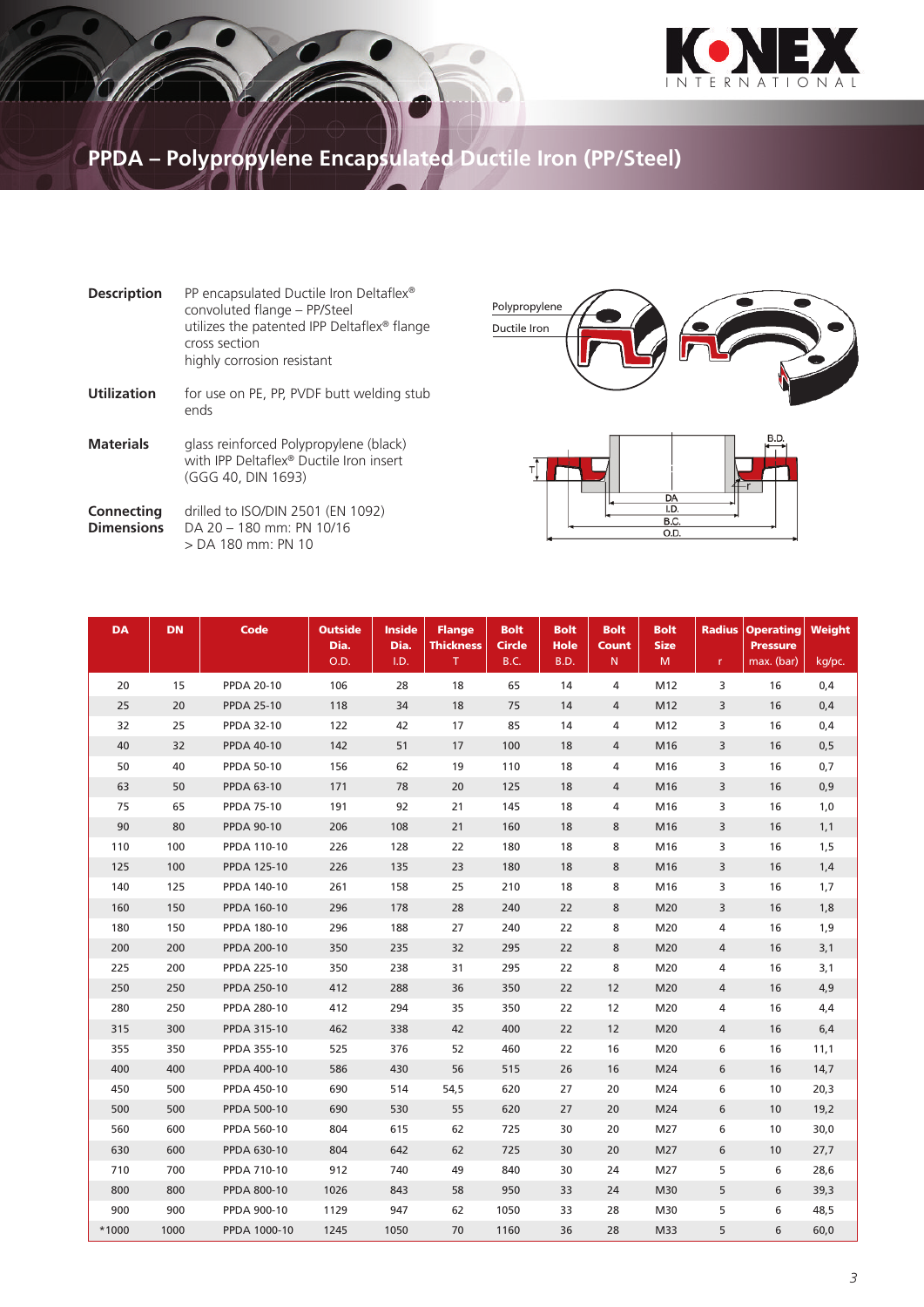# PPDA – Polypropylene Encapsulated Ductile Iron (PP/Steel)

**Description**
PP encapsulated Ductile Iron Deltaflex® convoluted flange – PP/Steel
utilizes the patented IPP Deltaflex® flange cross section
highly corrosion resistant

**Utilization**
for use on PE, PP, PVDF butt welding stub ends

**Materials**
glass reinforced Polypropylene (black) with IPP Deltaflex® Ductile Iron insert (GGG 40, DIN 1693)

**Connecting Dimensions**
drilled to ISO/DIN 2501 (EN 1092)
DA 20 – 180 mm: PN 10/16
> DA 180 mm: PN 10

Polypropylene
Ductile Iron

| DA | DN | Code | Outside Dia. O.D. | Inside Dia. I.D. | Flange Thickness T | Bolt Circle B.C. | Bolt Hole B.D. | Bolt Count N | Bolt Size M | Radius r | Operating Pressure max. (bar) | Weight kg/pc. |
|---|---|---|---|---|---|---|---|---|---|---|---|---|
| 20 | 15 | PPDA 20-10 | 106 | 28 | 18 | 65 | 14 | 4 | M12 | 3 | 16 | 0,4 |
| 25 | 20 | PPDA 25-10 | 118 | 34 | 18 | 75 | 14 | 4 | M12 | 3 | 16 | 0,4 |
| 32 | 25 | PPDA 32-10 | 122 | 42 | 17 | 85 | 14 | 4 | M12 | 3 | 16 | 0,4 |
| 40 | 32 | PPDA 40-10 | 142 | 51 | 17 | 100 | 18 | 4 | M16 | 3 | 16 | 0,5 |
| 50 | 40 | PPDA 50-10 | 156 | 62 | 19 | 110 | 18 | 4 | M16 | 3 | 16 | 0,7 |
| 63 | 50 | PPDA 63-10 | 171 | 78 | 20 | 125 | 18 | 4 | M16 | 3 | 16 | 0,9 |
| 75 | 65 | PPDA 75-10 | 191 | 92 | 21 | 145 | 18 | 4 | M16 | 3 | 16 | 1,0 |
| 90 | 80 | PPDA 90-10 | 206 | 108 | 21 | 160 | 18 | 8 | M16 | 3 | 16 | 1,1 |
| 110 | 100 | PPDA 110-10 | 226 | 128 | 22 | 180 | 18 | 8 | M16 | 3 | 16 | 1,5 |
| 125 | 100 | PPDA 125-10 | 226 | 135 | 23 | 180 | 18 | 8 | M16 | 3 | 16 | 1,4 |
| 140 | 125 | PPDA 140-10 | 261 | 158 | 25 | 210 | 18 | 8 | M16 | 3 | 16 | 1,7 |
| 160 | 150 | PPDA 160-10 | 296 | 178 | 28 | 240 | 22 | 8 | M20 | 3 | 16 | 1,8 |
| 180 | 150 | PPDA 180-10 | 296 | 188 | 27 | 240 | 22 | 8 | M20 | 4 | 16 | 1,9 |
| 200 | 200 | PPDA 200-10 | 350 | 235 | 32 | 295 | 22 | 8 | M20 | 4 | 16 | 3,1 |
| 225 | 200 | PPDA 225-10 | 350 | 238 | 31 | 295 | 22 | 8 | M20 | 4 | 16 | 3,1 |
| 250 | 250 | PPDA 250-10 | 412 | 288 | 36 | 350 | 22 | 12 | M20 | 4 | 16 | 4,9 |
| 280 | 250 | PPDA 280-10 | 412 | 294 | 35 | 350 | 22 | 12 | M20 | 4 | 16 | 4,4 |
| 315 | 300 | PPDA 315-10 | 462 | 338 | 42 | 400 | 22 | 12 | M20 | 4 | 16 | 6,4 |
| 355 | 350 | PPDA 355-10 | 525 | 376 | 52 | 460 | 22 | 16 | M20 | 6 | 16 | 11,1 |
| 400 | 400 | PPDA 400-10 | 586 | 430 | 56 | 515 | 26 | 16 | M24 | 6 | 16 | 14,7 |
| 450 | 500 | PPDA 450-10 | 690 | 514 | 54,5 | 620 | 27 | 20 | M24 | 6 | 10 | 20,3 |
| 500 | 500 | PPDA 500-10 | 690 | 530 | 55 | 620 | 27 | 20 | M24 | 6 | 10 | 19,2 |
| 560 | 600 | PPDA 560-10 | 804 | 615 | 62 | 725 | 30 | 20 | M27 | 6 | 10 | 30,0 |
| 630 | 600 | PPDA 630-10 | 804 | 642 | 62 | 725 | 30 | 20 | M27 | 6 | 10 | 27,7 |
| 710 | 700 | PPDA 710-10 | 912 | 740 | 49 | 840 | 30 | 24 | M27 | 5 | 6 | 28,6 |
| 800 | 800 | PPDA 800-10 | 1026 | 843 | 58 | 950 | 33 | 24 | M30 | 5 | 6 | 39,3 |
| 900 | 900 | PPDA 900-10 | 1129 | 947 | 62 | 1050 | 33 | 28 | M30 | 5 | 6 | 48,5 |
| *1000 | 1000 | PPDA 1000-10 | 1245 | 1050 | 70 | 1160 | 36 | 28 | M33 | 5 | 6 | 60,0 |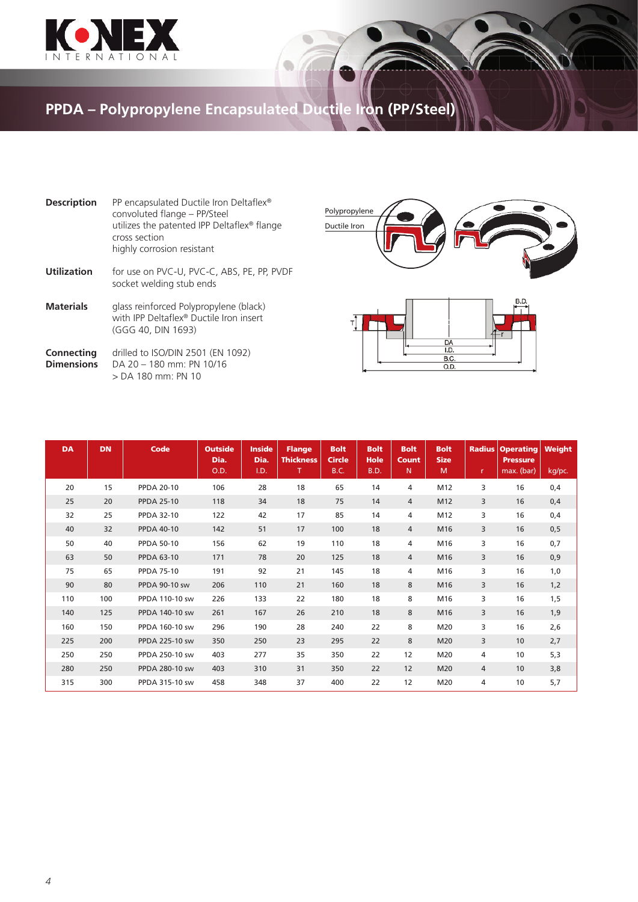# PPDA – Polypropylene Encapsulated Ductile Iron (PP/Steel)

**Description** PP encapsulated Ductile Iron Deltaflex® convoluted flange – PP/Steel
utilizes the patented IPP Deltaflex® flange cross section
highly corrosion resistant

**Utilization** for use on PVC-U, PVC-C, ABS, PE, PP, PVDF socket welding stub ends

**Materials** glass reinforced Polypropylene (black) with IPP Deltaflex® Ductile Iron insert (GGG 40, DIN 1693)

**Connecting Dimensions** drilled to ISO/DIN 2501 (EN 1092)
DA 20 – 180 mm: PN 10/16
> DA 180 mm: PN 10

| DA | DN | Code | Outside Dia. O.D. | Inside Dia. I.D. | Flange Thickness T | Bolt Circle B.C. | Bolt Hole B.D. | Bolt Count N | Bolt Size M | Radius r | Operating Pressure max. (bar) | Weight kg/pc. |
|---|---|---|---|---|---|---|---|---|---|---|---|---|
| 20 | 15 | PPDA 20-10 | 106 | 28 | 18 | 65 | 14 | 4 | M12 | 3 | 16 | 0,4 |
| 25 | 20 | PPDA 25-10 | 118 | 34 | 18 | 75 | 14 | 4 | M12 | 3 | 16 | 0,4 |
| 32 | 25 | PPDA 32-10 | 122 | 42 | 17 | 85 | 14 | 4 | M12 | 3 | 16 | 0,4 |
| 40 | 32 | PPDA 40-10 | 142 | 51 | 17 | 100 | 18 | 4 | M16 | 3 | 16 | 0,5 |
| 50 | 40 | PPDA 50-10 | 156 | 62 | 19 | 110 | 18 | 4 | M16 | 3 | 16 | 0,7 |
| 63 | 50 | PPDA 63-10 | 171 | 78 | 20 | 125 | 18 | 4 | M16 | 3 | 16 | 0,9 |
| 75 | 65 | PPDA 75-10 | 191 | 92 | 21 | 145 | 18 | 4 | M16 | 3 | 16 | 1,0 |
| 90 | 80 | PPDA 90-10 sw | 206 | 110 | 21 | 160 | 18 | 8 | M16 | 3 | 16 | 1,2 |
| 110 | 100 | PPDA 110-10 sw | 226 | 133 | 22 | 180 | 18 | 8 | M16 | 3 | 16 | 1,5 |
| 140 | 125 | PPDA 140-10 sw | 261 | 167 | 26 | 210 | 18 | 8 | M16 | 3 | 16 | 1,9 |
| 160 | 150 | PPDA 160-10 sw | 296 | 190 | 28 | 240 | 22 | 8 | M20 | 3 | 16 | 2,6 |
| 225 | 200 | PPDA 225-10 sw | 350 | 250 | 23 | 295 | 22 | 8 | M20 | 3 | 10 | 2,7 |
| 250 | 250 | PPDA 250-10 sw | 403 | 277 | 35 | 350 | 22 | 12 | M20 | 4 | 10 | 5,3 |
| 280 | 250 | PPDA 280-10 sw | 403 | 310 | 31 | 350 | 22 | 12 | M20 | 4 | 10 | 3,8 |
| 315 | 300 | PPDA 315-10 sw | 458 | 348 | 37 | 400 | 22 | 12 | M20 | 4 | 10 | 5,7 |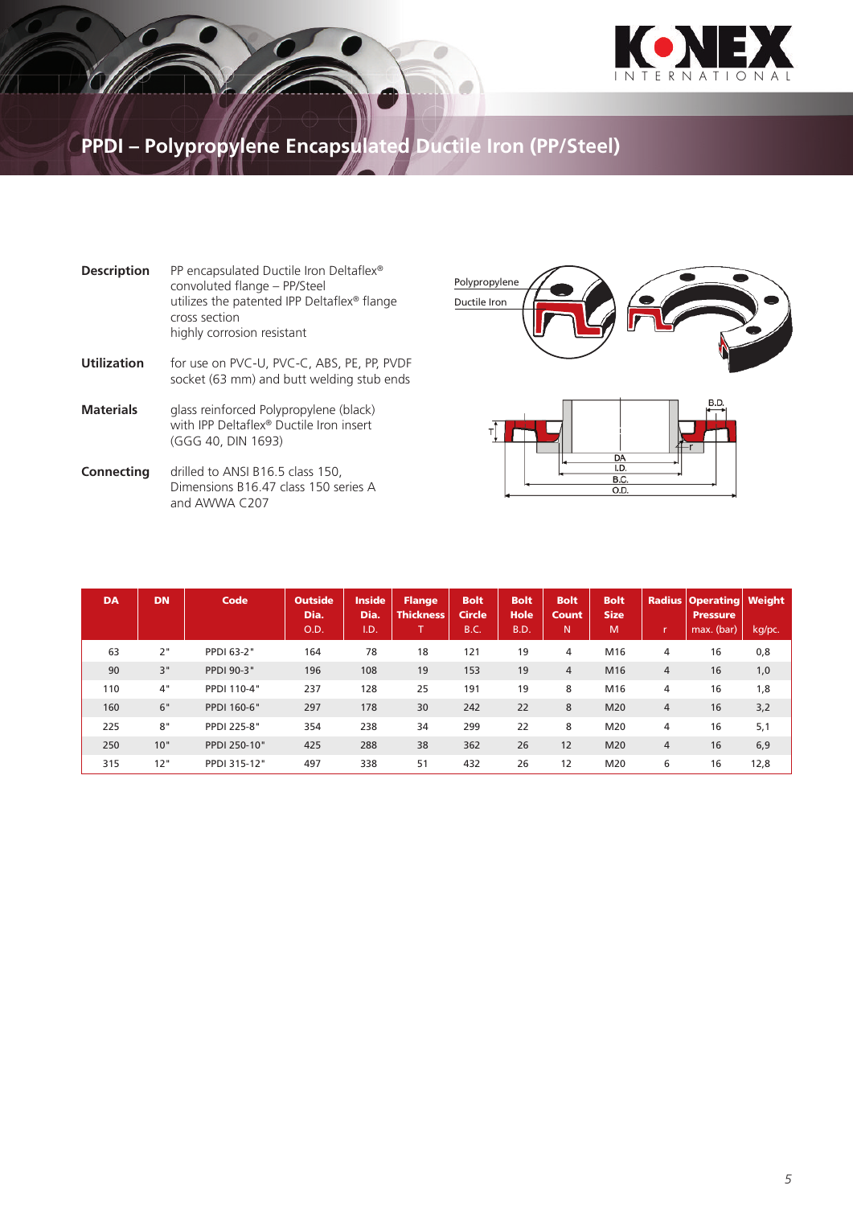# PPDI – Polypropylene Encapsulated Ductile Iron (PP/Steel)

**Description**
PP encapsulated Ductile Iron Deltaflex® convoluted flange – PP/Steel
utilizes the patented IPP Deltaflex® flange cross section
highly corrosion resistant

**Utilization**
for use on PVC-U, PVC-C, ABS, PE, PP, PVDF socket (63 mm) and butt welding stub ends

**Materials**
glass reinforced Polypropylene (black) with IPP Deltaflex® Ductile Iron insert (GGG 40, DIN 1693)

**Connecting**
drilled to ANSI B16.5 class 150, Dimensions B16.47 class 150 series A and AWWA C207

| DA | DN | Code | Outside Dia. O.D. | Inside Dia. I.D. | Flange Thickness T | Bolt Circle B.C. | Bolt Hole B.D. | Bolt Count N | Bolt Size M | Radius r | Operating Pressure max. (bar) | Weight kg/pc. |
|---|---|---|---|---|---|---|---|---|---|---|---|---|
| 63 | 2" | PPDI 63-2" | 164 | 78 | 18 | 121 | 19 | 4 | M16 | 4 | 16 | 0,8 |
| 90 | 3" | PPDI 90-3" | 196 | 108 | 19 | 153 | 19 | 4 | M16 | 4 | 16 | 1,0 |
| 110 | 4" | PPDI 110-4" | 237 | 128 | 25 | 191 | 19 | 8 | M16 | 4 | 16 | 1,8 |
| 160 | 6" | PPDI 160-6" | 297 | 178 | 30 | 242 | 22 | 8 | M20 | 4 | 16 | 3,2 |
| 225 | 8" | PPDI 225-8" | 354 | 238 | 34 | 299 | 22 | 8 | M20 | 4 | 16 | 5,1 |
| 250 | 10" | PPDI 250-10" | 425 | 288 | 38 | 362 | 26 | 12 | M20 | 4 | 16 | 6,9 |
| 315 | 12" | PPDI 315-12" | 497 | 338 | 51 | 432 | 26 | 12 | M20 | 6 | 16 | 12,8 |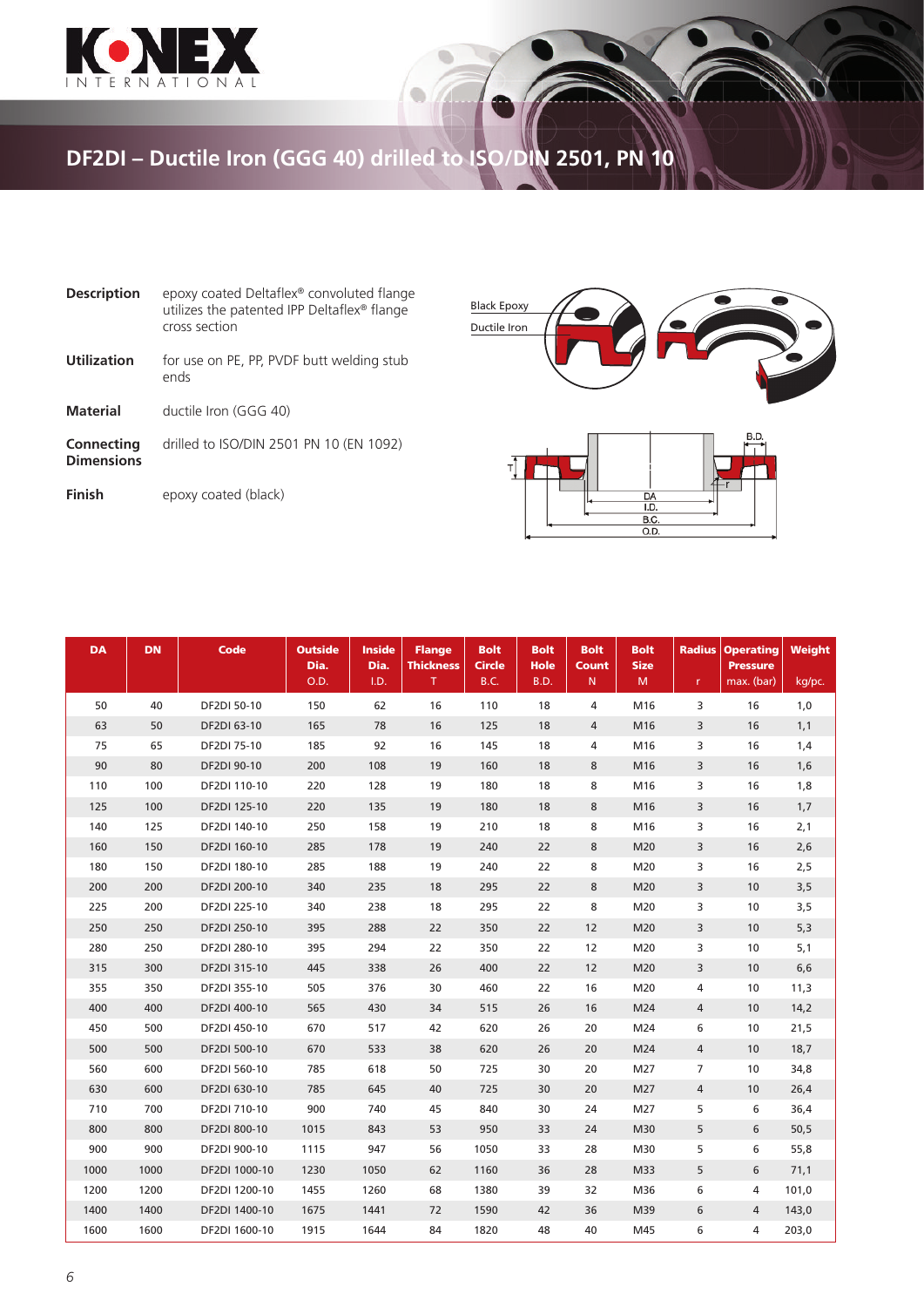# DF2DI – Ductile Iron (GGG 40) drilled to ISO/DIN 2501, PN 10

| | |
|---|---|
| **Description** | epoxy coated Deltaflex® convoluted flange utilizes the patented IPP Deltaflex® flange cross section |
| **Utilization** | for use on PE, PP, PVDF butt welding stub ends |
| **Material** | ductile Iron (GGG 40) |
| **Connecting Dimensions** | drilled to ISO/DIN 2501 PN 10 (EN 1092) |
| **Finish** | epoxy coated (black) |

| DA | DN | Code | Outside Dia. O.D. | Inside Dia. I.D. | Flange Thickness T | Bolt Circle B.C. | Bolt Hole B.D. | Bolt Count N | Bolt Size M | Radius r | Operating Pressure max. (bar) | Weight kg/pc. |
|---|---|---|---|---|---|---|---|---|---|---|---|---|
| 50 | 40 | DF2DI 50-10 | 150 | 62 | 16 | 110 | 18 | 4 | M16 | 3 | 16 | 1,0 |
| 63 | 50 | DF2DI 63-10 | 165 | 78 | 16 | 125 | 18 | 4 | M16 | 3 | 16 | 1,1 |
| 75 | 65 | DF2DI 75-10 | 185 | 92 | 16 | 145 | 18 | 4 | M16 | 3 | 16 | 1,4 |
| 90 | 80 | DF2DI 90-10 | 200 | 108 | 19 | 160 | 18 | 8 | M16 | 3 | 16 | 1,6 |
| 110 | 100 | DF2DI 110-10 | 220 | 128 | 19 | 180 | 18 | 8 | M16 | 3 | 16 | 1,8 |
| 125 | 100 | DF2DI 125-10 | 220 | 135 | 19 | 180 | 18 | 8 | M16 | 3 | 16 | 1,7 |
| 140 | 125 | DF2DI 140-10 | 250 | 158 | 19 | 210 | 18 | 8 | M16 | 3 | 16 | 2,1 |
| 160 | 150 | DF2DI 160-10 | 285 | 178 | 19 | 240 | 22 | 8 | M20 | 3 | 16 | 2,6 |
| 180 | 150 | DF2DI 180-10 | 285 | 188 | 19 | 240 | 22 | 8 | M20 | 3 | 16 | 2,5 |
| 200 | 200 | DF2DI 200-10 | 340 | 235 | 18 | 295 | 22 | 8 | M20 | 3 | 10 | 3,5 |
| 225 | 200 | DF2DI 225-10 | 340 | 238 | 18 | 295 | 22 | 8 | M20 | 3 | 10 | 3,5 |
| 250 | 250 | DF2DI 250-10 | 395 | 288 | 22 | 350 | 22 | 12 | M20 | 3 | 10 | 5,3 |
| 280 | 250 | DF2DI 280-10 | 395 | 294 | 22 | 350 | 22 | 12 | M20 | 3 | 10 | 5,1 |
| 315 | 300 | DF2DI 315-10 | 445 | 338 | 26 | 400 | 22 | 12 | M20 | 3 | 10 | 6,6 |
| 355 | 350 | DF2DI 355-10 | 505 | 376 | 30 | 460 | 22 | 16 | M20 | 4 | 10 | 11,3 |
| 400 | 400 | DF2DI 400-10 | 565 | 430 | 34 | 515 | 26 | 16 | M24 | 4 | 10 | 14,2 |
| 450 | 500 | DF2DI 450-10 | 670 | 517 | 42 | 620 | 26 | 20 | M24 | 6 | 10 | 21,5 |
| 500 | 500 | DF2DI 500-10 | 670 | 533 | 38 | 620 | 26 | 20 | M24 | 4 | 10 | 18,7 |
| 560 | 600 | DF2DI 560-10 | 785 | 618 | 50 | 725 | 30 | 20 | M27 | 7 | 10 | 34,8 |
| 630 | 600 | DF2DI 630-10 | 785 | 645 | 40 | 725 | 30 | 20 | M27 | 4 | 10 | 26,4 |
| 710 | 700 | DF2DI 710-10 | 900 | 740 | 45 | 840 | 30 | 24 | M27 | 5 | 6 | 36,4 |
| 800 | 800 | DF2DI 800-10 | 1015 | 843 | 53 | 950 | 33 | 24 | M30 | 5 | 6 | 50,5 |
| 900 | 900 | DF2DI 900-10 | 1115 | 947 | 56 | 1050 | 33 | 28 | M30 | 5 | 6 | 55,8 |
| 1000 | 1000 | DF2DI 1000-10 | 1230 | 1050 | 62 | 1160 | 36 | 28 | M33 | 5 | 6 | 71,1 |
| 1200 | 1200 | DF2DI 1200-10 | 1455 | 1260 | 68 | 1380 | 39 | 32 | M36 | 6 | 4 | 101,0 |
| 1400 | 1400 | DF2DI 1400-10 | 1675 | 1441 | 72 | 1590 | 42 | 36 | M39 | 6 | 4 | 143,0 |
| 1600 | 1600 | DF2DI 1600-10 | 1915 | 1644 | 84 | 1820 | 48 | 40 | M45 | 6 | 4 | 203,0 |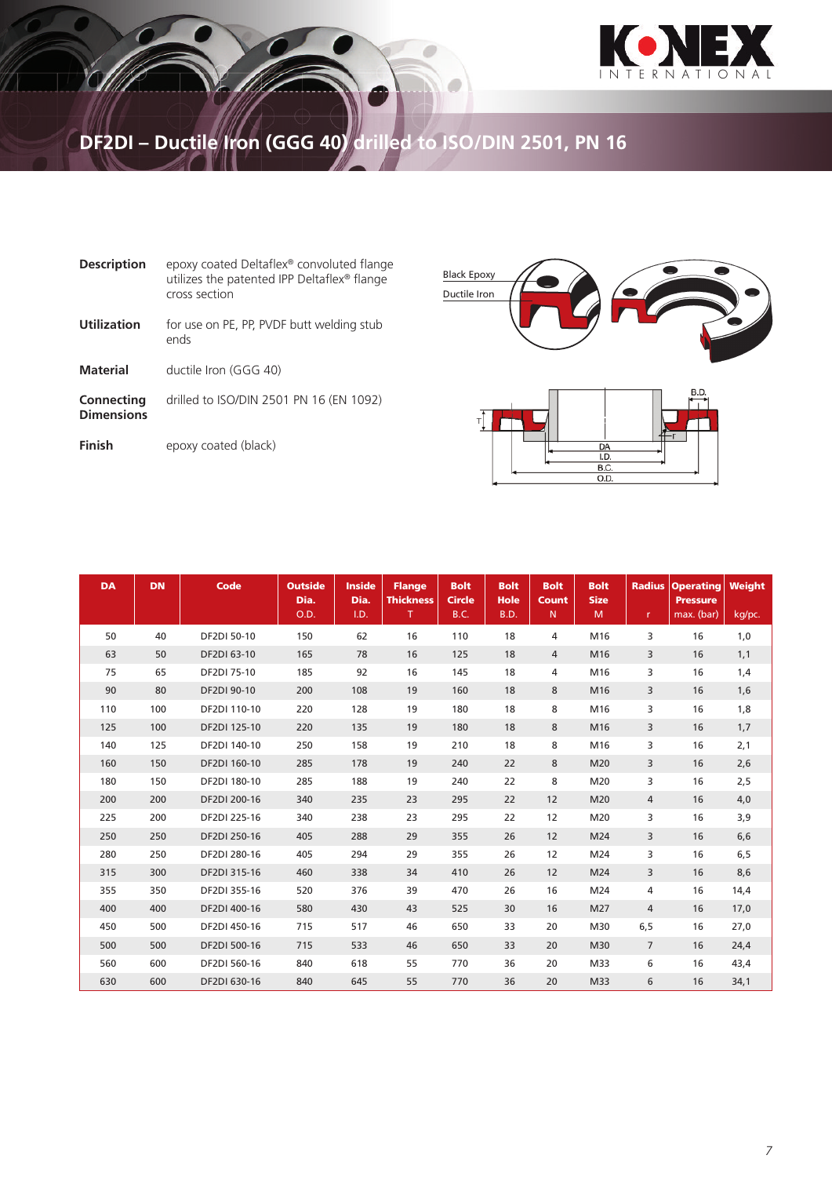# DF2DI – Ductile Iron (GGG 40) drilled to ISO/DIN 2501, PN 16

**Description** epoxy coated Deltaflex® convoluted flange utilizes the patented IPP Deltaflex® flange cross section

**Utilization** for use on PE, PP, PVDF butt welding stub ends

**Material** ductile Iron (GGG 40)

**Connecting Dimensions** drilled to ISO/DIN 2501 PN 16 (EN 1092)

**Finish** epoxy coated (black)

Black Epoxy
Ductile Iron

| DA | DN | Code | Outside Dia. O.D. | Inside Dia. I.D. | Flange Thickness T | Bolt Circle B.C. | Bolt Hole B.D. | Bolt Count N | Bolt Size M | Radius r | Operating Pressure max. (bar) | Weight kg/pc. |
|---|---|---|---|---|---|---|---|---|---|---|---|---|
| 50 | 40 | DF2DI 50-10 | 150 | 62 | 16 | 110 | 18 | 4 | M16 | 3 | 16 | 1,0 |
| 63 | 50 | DF2DI 63-10 | 165 | 78 | 16 | 125 | 18 | 4 | M16 | 3 | 16 | 1,1 |
| 75 | 65 | DF2DI 75-10 | 185 | 92 | 16 | 145 | 18 | 4 | M16 | 3 | 16 | 1,4 |
| 90 | 80 | DF2DI 90-10 | 200 | 108 | 19 | 160 | 18 | 8 | M16 | 3 | 16 | 1,6 |
| 110 | 100 | DF2DI 110-10 | 220 | 128 | 19 | 180 | 18 | 8 | M16 | 3 | 16 | 1,8 |
| 125 | 100 | DF2DI 125-10 | 220 | 135 | 19 | 180 | 18 | 8 | M16 | 3 | 16 | 1,7 |
| 140 | 125 | DF2DI 140-10 | 250 | 158 | 19 | 210 | 18 | 8 | M16 | 3 | 16 | 2,1 |
| 160 | 150 | DF2DI 160-10 | 285 | 178 | 19 | 240 | 22 | 8 | M20 | 3 | 16 | 2,6 |
| 180 | 150 | DF2DI 180-10 | 285 | 188 | 19 | 240 | 22 | 8 | M20 | 3 | 16 | 2,5 |
| 200 | 200 | DF2DI 200-16 | 340 | 235 | 23 | 295 | 22 | 12 | M20 | 4 | 16 | 4,0 |
| 225 | 200 | DF2DI 225-16 | 340 | 238 | 23 | 295 | 22 | 12 | M20 | 3 | 16 | 3,9 |
| 250 | 250 | DF2DI 250-16 | 405 | 288 | 29 | 355 | 26 | 12 | M24 | 3 | 16 | 6,6 |
| 280 | 250 | DF2DI 280-16 | 405 | 294 | 29 | 355 | 26 | 12 | M24 | 3 | 16 | 6,5 |
| 315 | 300 | DF2DI 315-16 | 460 | 338 | 34 | 410 | 26 | 12 | M24 | 3 | 16 | 8,6 |
| 355 | 350 | DF2DI 355-16 | 520 | 376 | 39 | 470 | 26 | 16 | M24 | 4 | 16 | 14,4 |
| 400 | 400 | DF2DI 400-16 | 580 | 430 | 43 | 525 | 30 | 16 | M27 | 4 | 16 | 17,0 |
| 450 | 500 | DF2DI 450-16 | 715 | 517 | 46 | 650 | 33 | 20 | M30 | 6,5 | 16 | 27,0 |
| 500 | 500 | DF2DI 500-16 | 715 | 533 | 46 | 650 | 33 | 20 | M30 | 7 | 16 | 24,4 |
| 560 | 600 | DF2DI 560-16 | 840 | 618 | 55 | 770 | 36 | 20 | M33 | 6 | 16 | 43,4 |
| 630 | 600 | DF2DI 630-16 | 840 | 645 | 55 | 770 | 36 | 20 | M33 | 6 | 16 | 34,1 |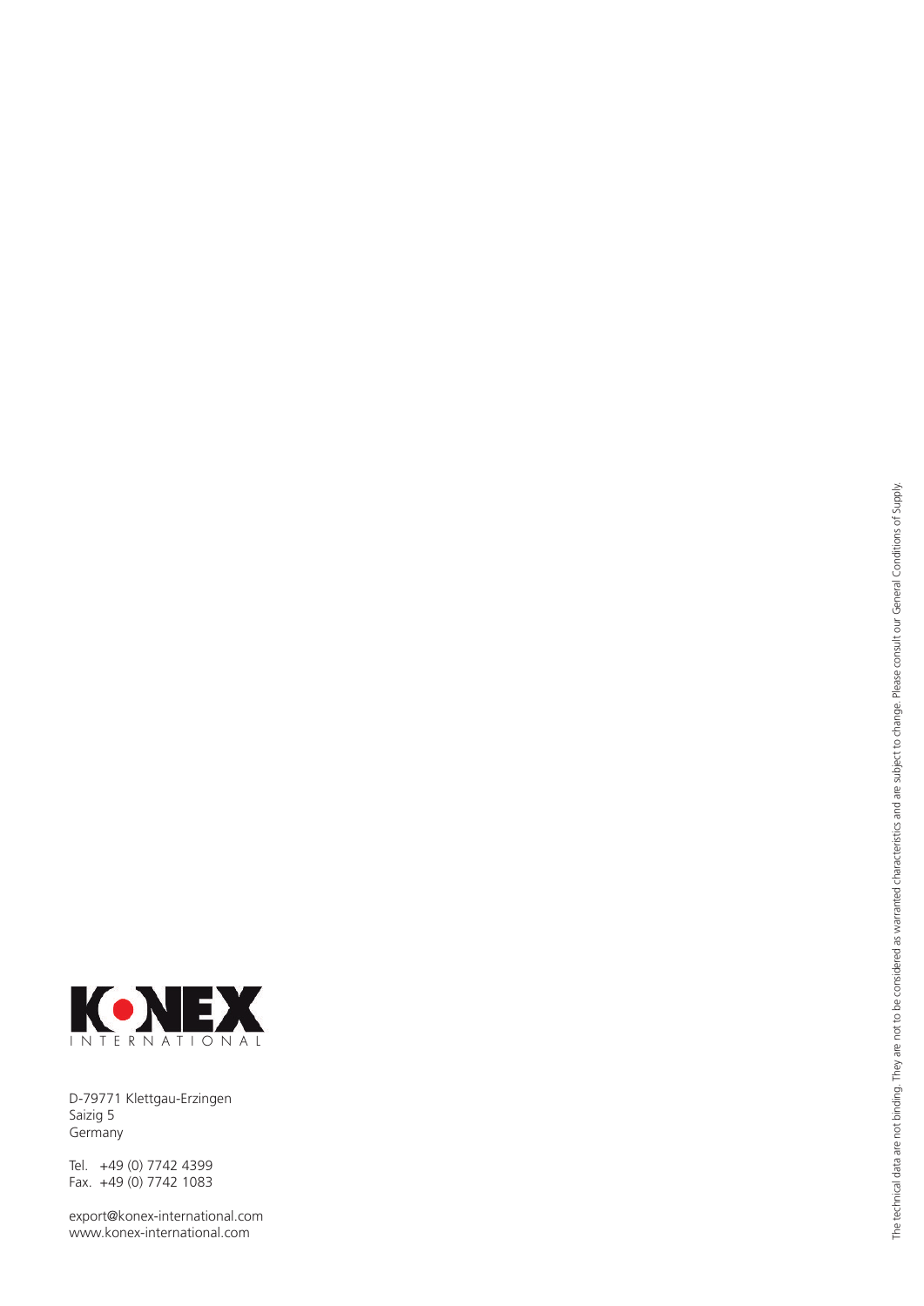KONEX INTERNATIONAL

D-79771 Klettgau-Erzingen
Saizig 5
Germany

Tel. +49 (0) 7742 4399
Fax. +49 (0) 7742 1083

export@konex-international.com
www.konex-international.com

The technical data are not binding. They are not to be considered as warranted characteristics and are subject to change. Please consult our General Conditions of Supply.